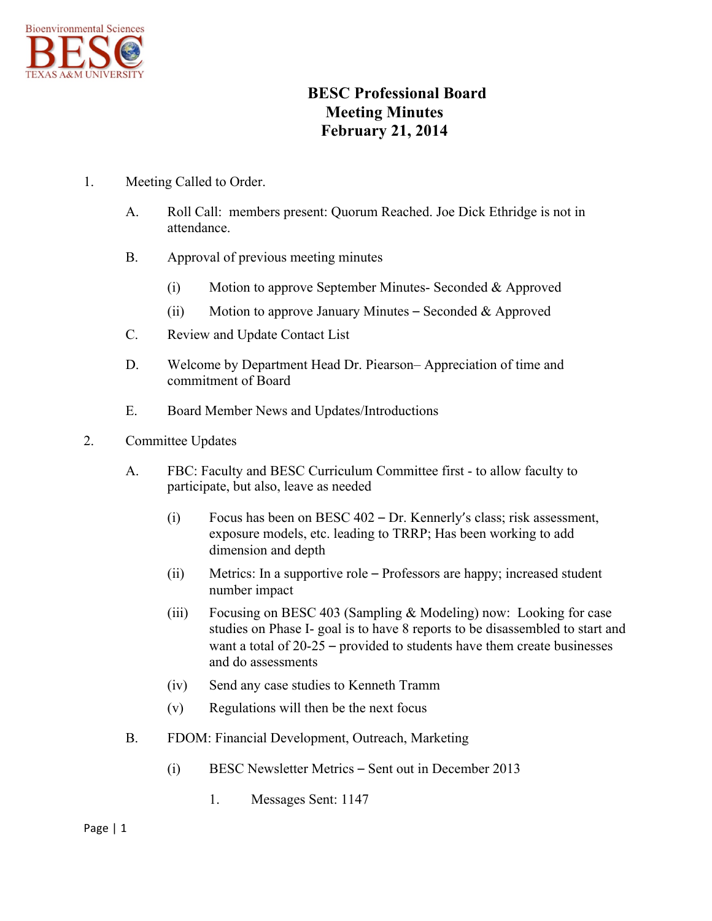Bioenvironmental Sciences
BESC
TEXAS A&M UNIVERSITY

# BESC Professional Board
## Meeting Minutes
## February 21, 2014

1. Meeting Called to Order.

   A. Roll Call: members present: Quorum Reached. Joe Dick Ethridge is not in attendance.

   B. Approval of previous meeting minutes

      (i) Motion to approve September Minutes- Seconded & Approved

      (ii) Motion to approve January Minutes – Seconded & Approved

   C. Review and Update Contact List

   D. Welcome by Department Head Dr. Pierson– Appreciation of time and commitment of Board

   E. Board Member News and Updates/Introductions

2. Committee Updates

   A. FBC: Faculty and BESC Curriculum Committee first - to allow faculty to participate, but also, leave as needed

      (i) Focus has been on BESC 402 – Dr. Kennerly's class; risk assessment, exposure models, etc. leading to TRRP; Has been working to add dimension and depth

      (ii) Metrics: In a supportive role – Professors are happy; increased student number impact

      (iii) Focusing on BESC 403 (Sampling & Modeling) now: Looking for case studies on Phase I- goal is to have 8 reports to be disassembled to start and want a total of 20-25 – provided to students have them create businesses and do assessments

      (iv) Send any case studies to Kenneth Tramm

      (v) Regulations will then be the next focus

   B. FDOM: Financial Development, Outreach, Marketing

      (i) BESC Newsletter Metrics – Sent out in December 2013

         1. Messages Sent: 1147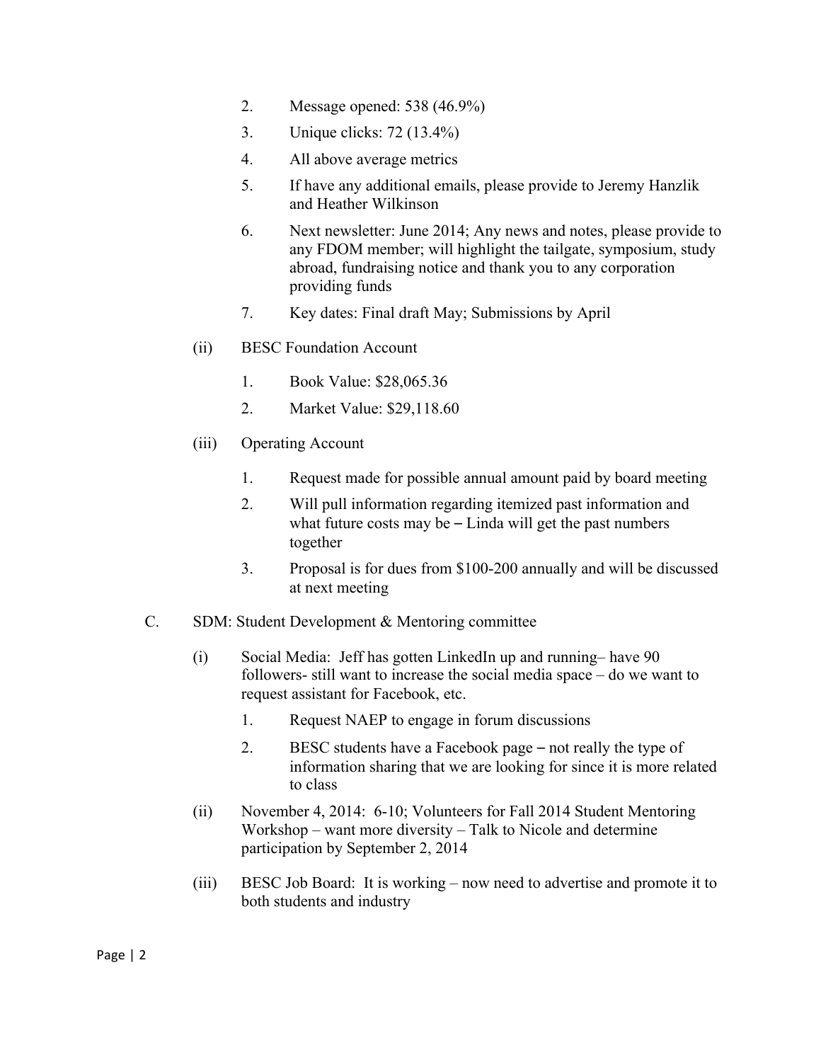2. Message opened: 538 (46.9%)
3. Unique clicks: 72 (13.4%)
4. All above average metrics
5. If have any additional emails, please provide to Jeremy Hanzlik and Heather Wilkinson
6. Next newsletter: June 2014; Any news and notes, please provide to any FDOM member; will highlight the tailgate, symposium, study abroad, fundraising notice and thank you to any corporation providing funds
7. Key dates: Final draft May; Submissions by April

(ii) BESC Foundation Account

1. Book Value: $28,065.36
2. Market Value: $29,118.60

(iii) Operating Account

1. Request made for possible annual amount paid by board meeting
2. Will pull information regarding itemized past information and what future costs may be – Linda will get the past numbers together
3. Proposal is for dues from $100-200 annually and will be discussed at next meeting

C. SDM: Student Development & Mentoring committee

(i) Social Media: Jeff has gotten LinkedIn up and running– have 90 followers- still want to increase the social media space – do we want to request assistant for Facebook, etc.

1. Request NAEP to engage in forum discussions
2. BESC students have a Facebook page – not really the type of information sharing that we are looking for since it is more related to class

(ii) November 4, 2014: 6-10; Volunteers for Fall 2014 Student Mentoring Workshop – want more diversity – Talk to Nicole and determine participation by September 2, 2014

(iii) BESC Job Board: It is working – now need to advertise and promote it to both students and industry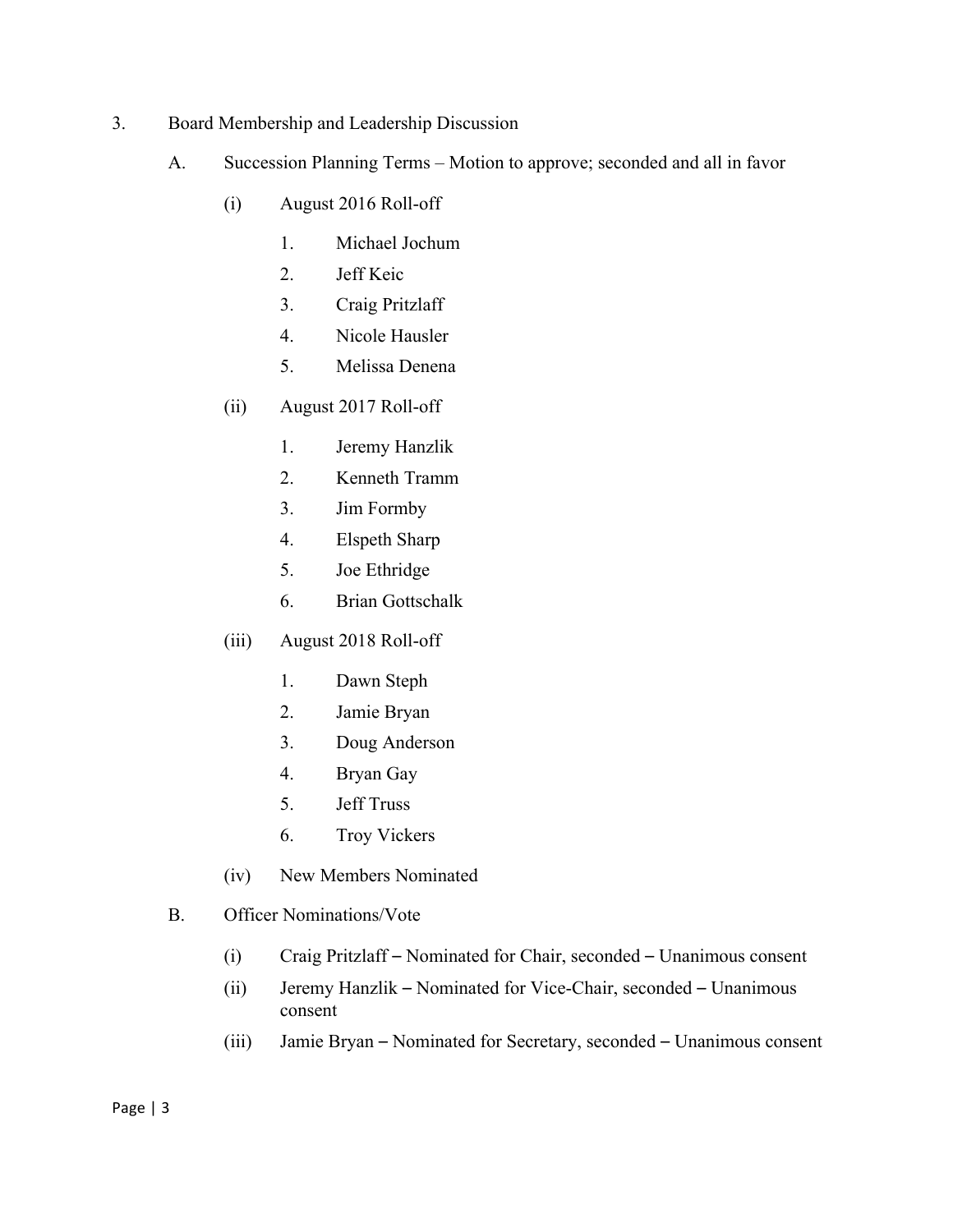3. Board Membership and Leadership Discussion

   A. Succession Planning Terms – Motion to approve; seconded and all in favor

      (i) August 2016 Roll-off

         1. Michael Jochum
         2. Jeff Keic
         3. Craig Pritzlaff
         4. Nicole Hausler
         5. Melissa Denena

      (ii) August 2017 Roll-off

         1. Jeremy Hanzlik
         2. Kenneth Tramm
         3. Jim Formby
         4. Elspeth Sharp
         5. Joe Ethridge
         6. Brian Gottschalk

      (iii) August 2018 Roll-off

         1. Dawn Steph
         2. Jamie Bryan
         3. Doug Anderson
         4. Bryan Gay
         5. Jeff Truss
         6. Troy Vickers

      (iv) New Members Nominated

   B. Officer Nominations/Vote

      (i) Craig Pritzlaff – Nominated for Chair, seconded – Unanimous consent

      (ii) Jeremy Hanzlik – Nominated for Vice-Chair, seconded – Unanimous consent

      (iii) Jamie Bryan – Nominated for Secretary, seconded – Unanimous consent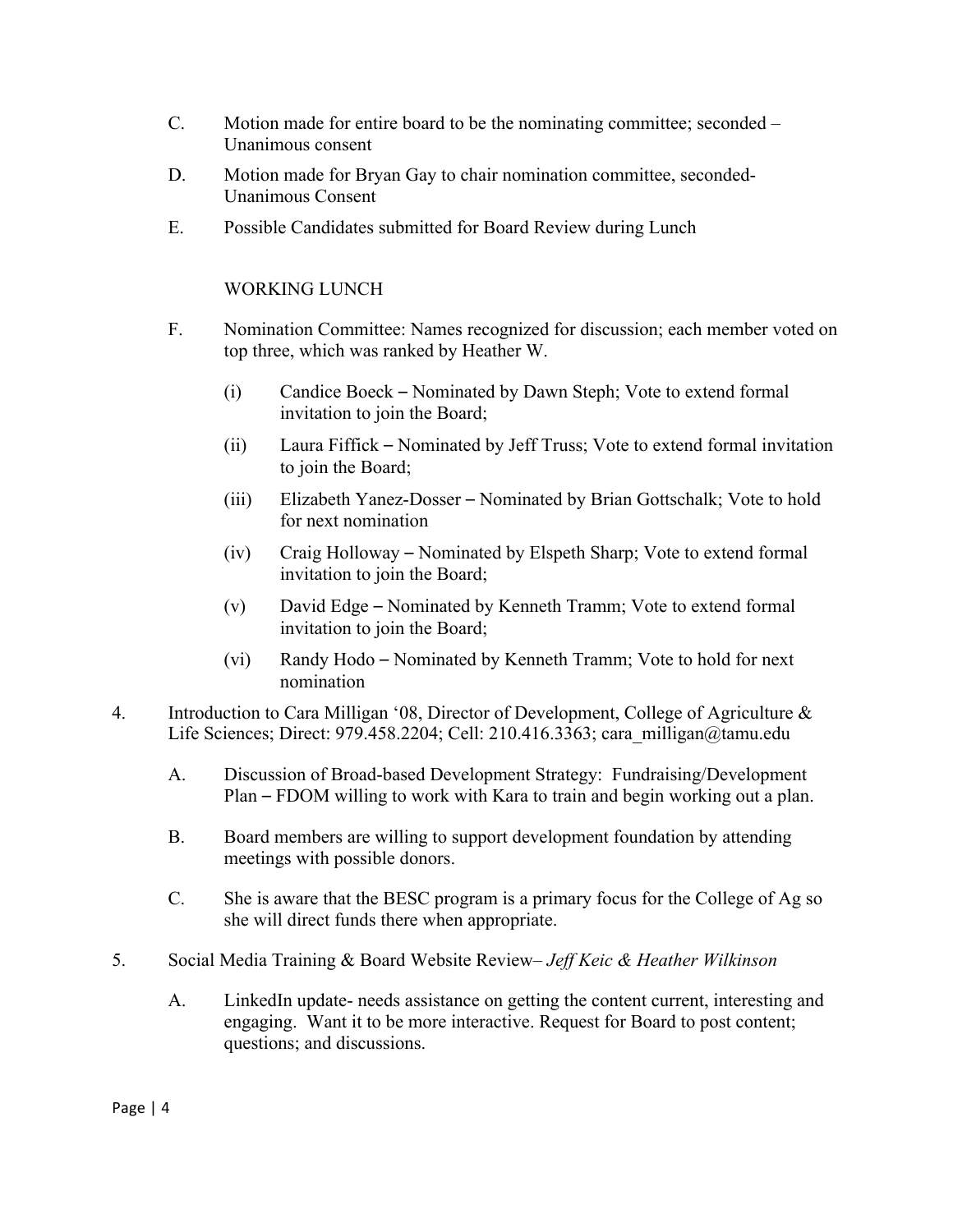C. Motion made for entire board to be the nominating committee; seconded – Unanimous consent

D. Motion made for Bryan Gay to chair nomination committee, seconded- Unanimous Consent

E. Possible Candidates submitted for Board Review during Lunch

WORKING LUNCH

F. Nomination Committee: Names recognized for discussion; each member voted on top three, which was ranked by Heather W.

   (i) Candice Boeck – Nominated by Dawn Steph; Vote to extend formal invitation to join the Board;

   (ii) Laura Fiffick – Nominated by Jeff Truss; Vote to extend formal invitation to join the Board;

   (iii) Elizabeth Yanez-Dosser – Nominated by Brian Gottschalk; Vote to hold for next nomination

   (iv) Craig Holloway – Nominated by Elspeth Sharp; Vote to extend formal invitation to join the Board;

   (v) David Edge – Nominated by Kenneth Tramm; Vote to extend formal invitation to join the Board;

   (vi) Randy Hodo – Nominated by Kenneth Tramm; Vote to hold for next nomination

4. Introduction to Cara Milligan '08, Director of Development, College of Agriculture & Life Sciences; Direct: 979.458.2204; Cell: 210.416.3363; cara_milligan@tamu.edu

   A. Discussion of Broad-based Development Strategy: Fundraising/Development Plan – FDOM willing to work with Kara to train and begin working out a plan.

   B. Board members are willing to support development foundation by attending meetings with possible donors.

   C. She is aware that the BESC program is a primary focus for the College of Ag so she will direct funds there when appropriate.

5. Social Media Training & Board Website Review– *Jeff Keic & Heather Wilkinson*

   A. LinkedIn update- needs assistance on getting the content current, interesting and engaging. Want it to be more interactive. Request for Board to post content; questions; and discussions.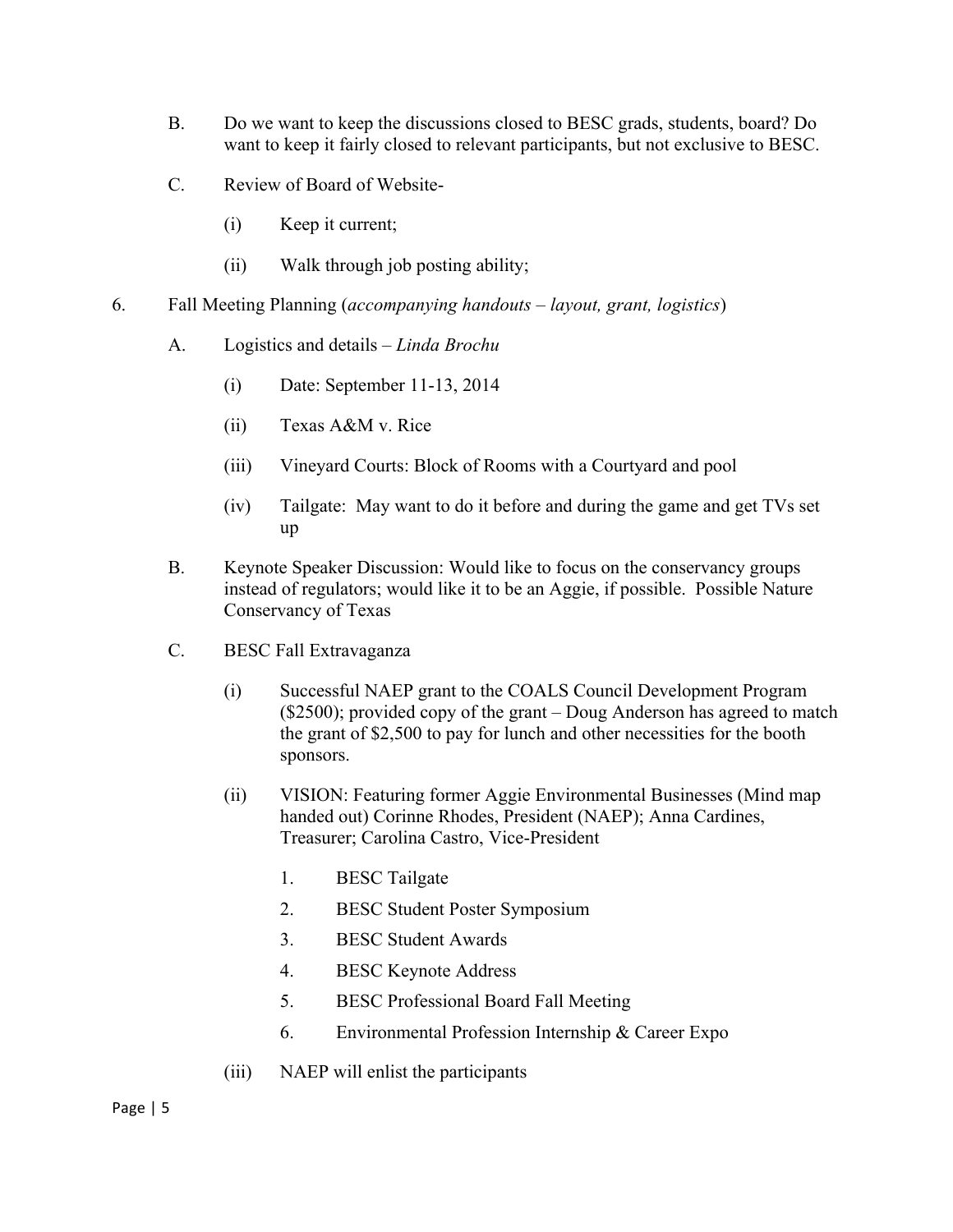B. Do we want to keep the discussions closed to BESC grads, students, board? Do want to keep it fairly closed to relevant participants, but not exclusive to BESC.

C. Review of Board of Website-

   (i) Keep it current;

   (ii) Walk through job posting ability;

6. Fall Meeting Planning (*accompanying handouts – layout, grant, logistics*)

   A. Logistics and details – *Linda Brochu*

      (i) Date: September 11-13, 2014

      (ii) Texas A&M v. Rice

      (iii) Vineyard Courts: Block of Rooms with a Courtyard and pool

      (iv) Tailgate: May want to do it before and during the game and get TVs set up

   B. Keynote Speaker Discussion: Would like to focus on the conservancy groups instead of regulators; would like it to be an Aggie, if possible. Possible Nature Conservancy of Texas

   C. BESC Fall Extravaganza

      (i) Successful NAEP grant to the COALS Council Development Program ($2500); provided copy of the grant – Doug Anderson has agreed to match the grant of $2,500 to pay for lunch and other necessities for the booth sponsors.

      (ii) VISION: Featuring former Aggie Environmental Businesses (Mind map handed out) Corinne Rhodes, President (NAEP); Anna Cardines, Treasurer; Carolina Castro, Vice-President

         1. BESC Tailgate
         2. BESC Student Poster Symposium
         3. BESC Student Awards
         4. BESC Keynote Address
         5. BESC Professional Board Fall Meeting
         6. Environmental Profession Internship & Career Expo

      (iii) NAEP will enlist the participants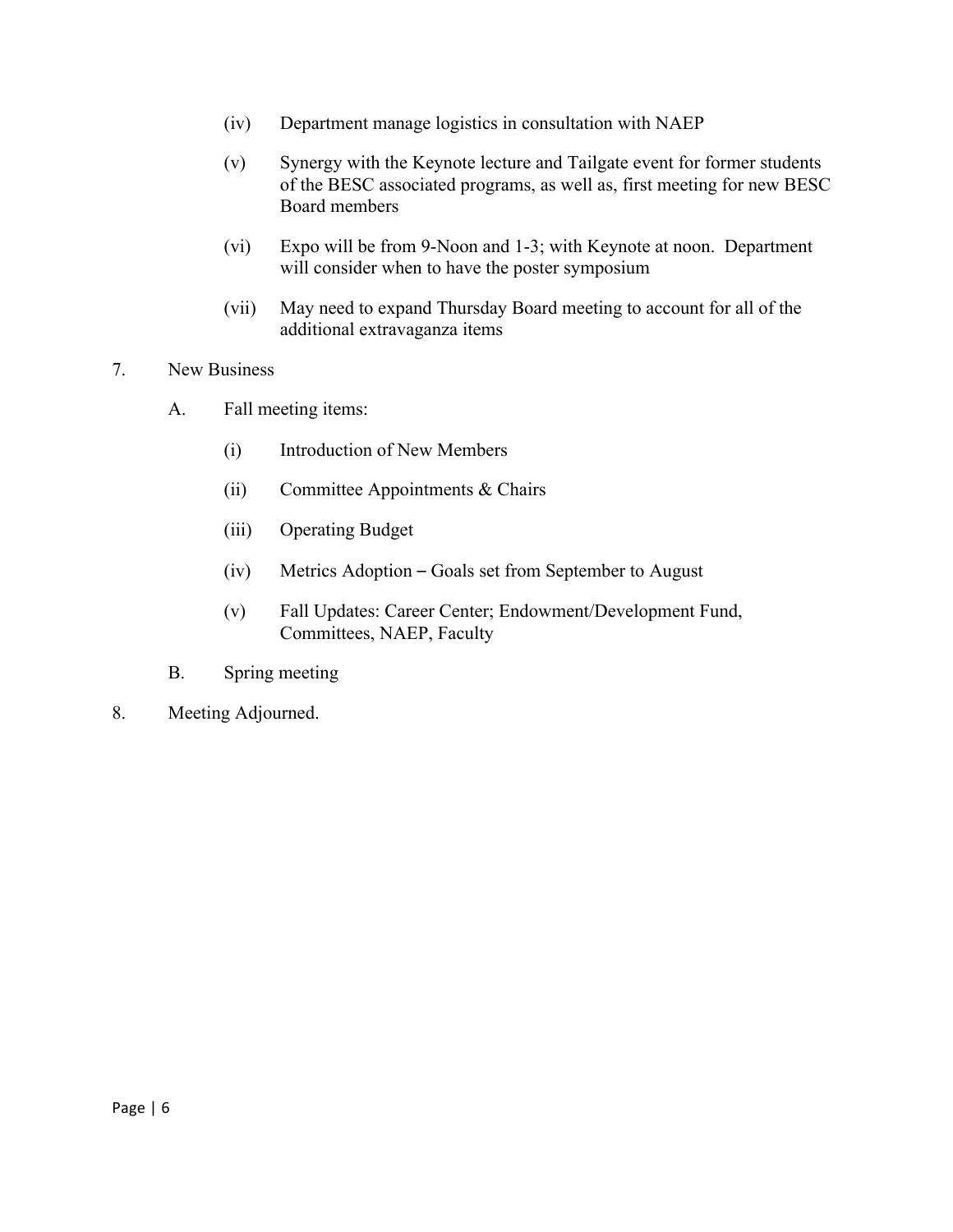(iv) Department manage logistics in consultation with NAEP

(v) Synergy with the Keynote lecture and Tailgate event for former students of the BESC associated programs, as well as, first meeting for new BESC Board members

(vi) Expo will be from 9-Noon and 1-3; with Keynote at noon. Department will consider when to have the poster symposium

(vii) May need to expand Thursday Board meeting to account for all of the additional extravaganza items

7. New Business

   A. Fall meeting items:

      (i) Introduction of New Members

      (ii) Committee Appointments & Chairs

      (iii) Operating Budget

      (iv) Metrics Adoption – Goals set from September to August

      (v) Fall Updates: Career Center; Endowment/Development Fund, Committees, NAEP, Faculty

   B. Spring meeting

8. Meeting Adjourned.